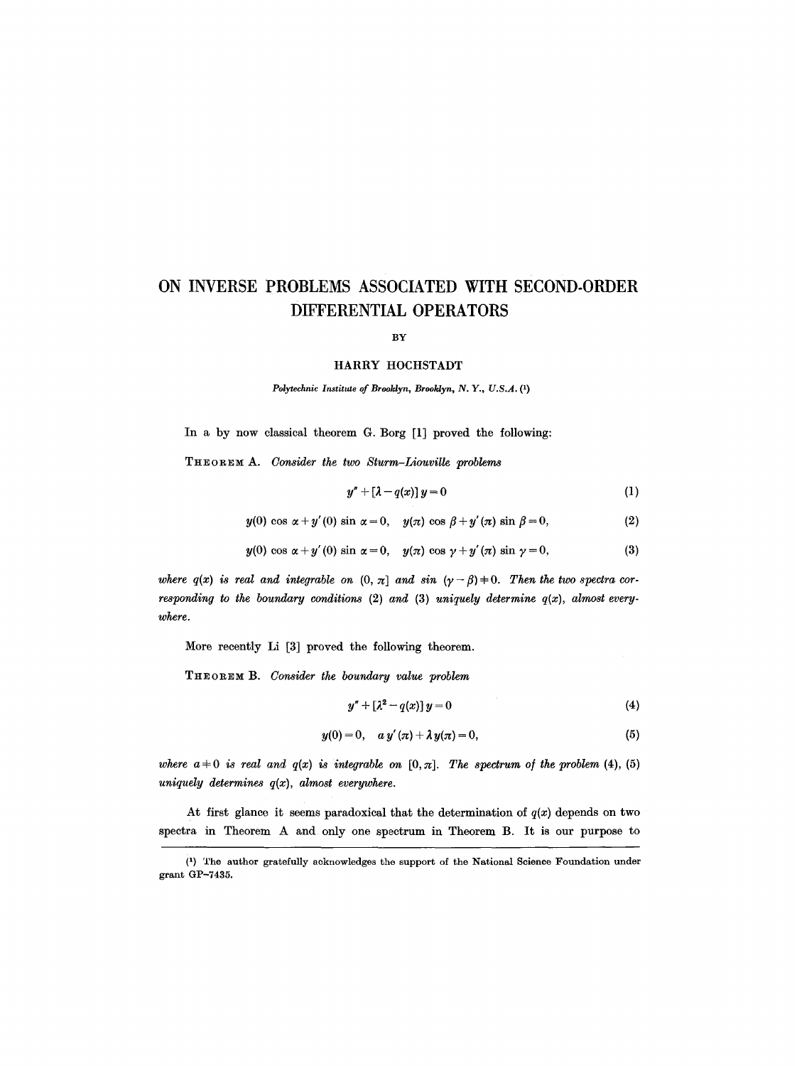# ON INVERSE PROBLEMS ASSOCIATED WITH SECOND-ORDER DIFFERENTIAL OPERATORS

BY

HARRY HOCHSTADT

*Polytechnic Institute of Brooklyn, Brooklyn, N. Y., U.S.A.* (1)

In a by now classical theorem G. Borg [1] proved the following:

THEOREM A. *Consider the two Sturm-Liouville problems*

$$y'' + [\lambda - q(x)]\, y = 0 \tag{1}$$

$$y(0) \cos \alpha + y'(0) \sin \alpha = 0, \quad y(\pi) \cos \beta + y'(\pi) \sin \beta = 0, \tag{2}$$

$$y(0) \cos \alpha + y'(0) \sin \alpha = 0, \quad y(\pi) \cos \gamma + y'(\pi) \sin \gamma = 0, \tag{3}$$

*where $q(x)$ is real and integrable on $(0, \pi]$ and $\sin(\gamma - \beta) \neq 0$. Then the two spectra corresponding to the boundary conditions (2) and (3) uniquely determine $q(x)$, almost everywhere.*

More recently Li [3] proved the following theorem.

THEOREM B. *Consider the boundary value problem*

$$y'' + [\lambda^2 - q(x)]\, y = 0 \tag{4}$$

$$y(0) = 0, \quad a\, y'(\pi) + \lambda\, y(\pi) = 0, \tag{5}$$

*where $a \neq 0$ is real and $q(x)$ is integrable on $[0, \pi]$. The spectrum of the problem (4), (5) uniquely determines $q(x)$, almost everywhere.*

At first glance it seems paradoxical that the determination of $q(x)$ depends on two spectra in Theorem A and only one spectrum in Theorem B. It is our purpose to

(1) The author gratefully acknowledges the support of the National Science Foundation under grant GP–7435.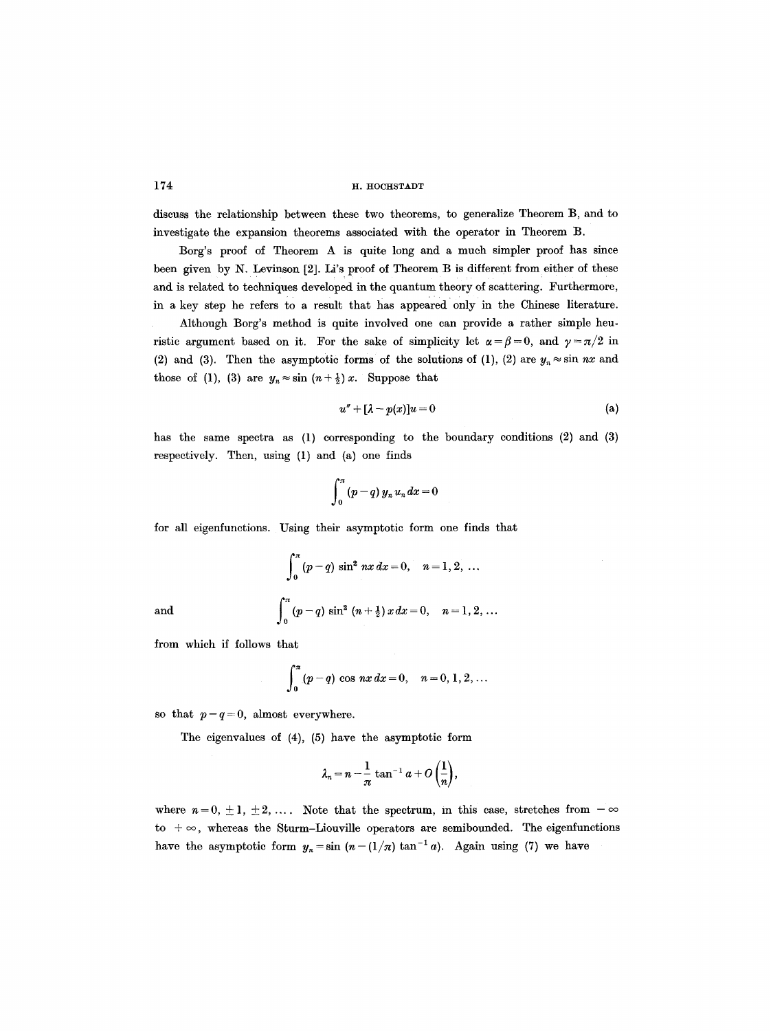discuss the relationship between these two theorems, to generalize Theorem B, and to investigate the expansion theorems associated with the operator in Theorem B.

Borg's proof of Theorem A is quite long and a much simpler proof has since been given by N. Levinson [2]. Li's proof of Theorem B is different from either of these and is related to techniques developed in the quantum theory of scattering. Furthermore, in a key step he refers to a result that has appeared only in the Chinese literature.

Although Borg's method is quite involved one can provide a rather simple heuristic argument based on it. For the sake of simplicity let $\alpha = \beta = 0$, and $\gamma = \pi/2$ in (2) and (3). Then the asymptotic forms of the solutions of (1), (2) are $y_n \approx \sin nx$ and those of (1), (3) are $y_n \approx \sin (n + \frac{1}{2})x$. Suppose that

$$u'' + [\lambda - p(x)]u = 0 \tag{a}$$

has the same spectra as (1) corresponding to the boundary conditions (2) and (3) respectively. Then, using (1) and (a) one finds

$$\int_0^\pi (p-q)\, y_n u_n \, dx = 0$$

for all eigenfunctions. Using their asymptotic form one finds that

$$\int_0^\pi (p-q) \sin^2 nx \, dx = 0, \quad n = 1, 2, \ldots$$

and

$$\int_0^\pi (p-q) \sin^2 (n + \tfrac{1}{2})\, x \, dx = 0, \quad n = 1, 2, \ldots$$

from which if follows that

$$\int_0^\pi (p-q) \cos nx \, dx = 0, \quad n = 0, 1, 2, \ldots$$

so that $p - q = 0$, almost everywhere.

The eigenvalues of (4), (5) have the asymptotic form

$$\lambda_n = n - \frac{1}{\pi} \tan^{-1} a + O\left(\frac{1}{n}\right),$$

where $n = 0, \pm 1, \pm 2, \ldots$. Note that the spectrum, in this case, stretches from $-\infty$ to $+\infty$, whereas the Sturm-Liouville operators are semibounded. The eigenfunctions have the asymptotic form $y_n = \sin (n - (1/\pi) \tan^{-1} a)$. Again using (7) we have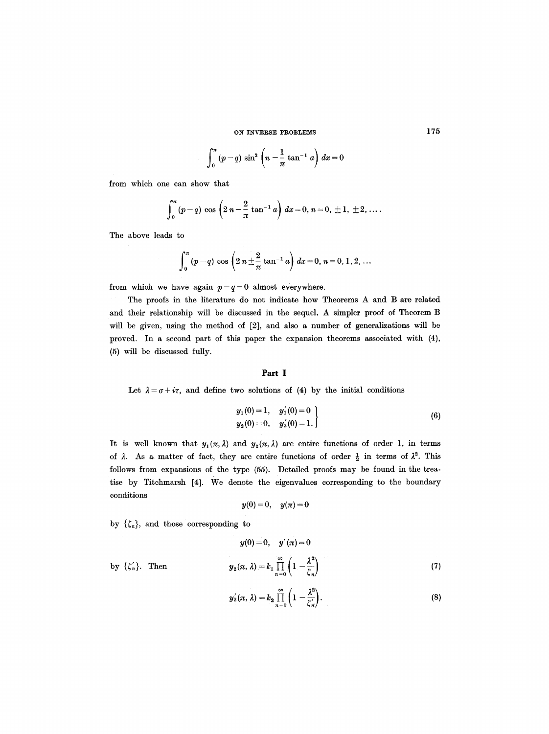$$\int_0^\pi (p-q) \sin^2\left(n - \frac{1}{\pi}\tan^{-1} a\right) dx = 0$$

from which one can show that

$$\int_0^\pi (p-q) \cos\left(2n - \frac{2}{\pi}\tan^{-1} a\right) dx = 0, \, n = 0, \pm 1, \pm 2, \ldots.$$

The above leads to

$$\int_0^\pi (p-q) \cos\left(2n \pm \frac{2}{\pi}\tan^{-1} a\right) dx = 0, \, n = 0, 1, 2, \ldots$$

from which we have again $p - q = 0$ almost everywhere.

The proofs in the literature do not indicate how Theorems A and B are related and their relationship will be discussed in the sequel. A simpler proof of Theorem B will be given, using the method of [2], and also a number of generalizations will be proved. In a second part of this paper the expansion theorems associated with (4), (5) will be discussed fully.

## Part I

Let $\lambda = \sigma + i\tau$, and define two solutions of (4) by the initial conditions

$$\left.\begin{aligned} y_1(0) = 1, \quad y_1'(0) = 0 \\ y_2(0) = 0, \quad y_2'(0) = 1. \end{aligned}\right\} \tag{6}$$

It is well known that $y_1(\pi, \lambda)$ and $y_2(\pi, \lambda)$ are entire functions of order 1, in terms of $\lambda$. As a matter of fact, they are entire functions of order $\frac{1}{2}$ in terms of $\lambda^2$. This follows from expansions of the type (55). Detailed proofs may be found in the treatise by Titchmarsh [4]. We denote the eigenvalues corresponding to the boundary conditions

$$y(0) = 0, \quad y(\pi) = 0$$

by $\{\zeta_n\}$, and those corresponding to

$$y(0) = 0, \quad y'(\pi) = 0$$

by $\{\zeta_n'\}$. Then

$$y_2(\pi, \lambda) = k_1 \prod_{n=0}^{\infty}\left(1 - \frac{\lambda^2}{\zeta_n}\right) \tag{7}$$

$$y_2'(\pi, \lambda) = k_2 \prod_{n=1}^{\infty}\left(1 - \frac{\lambda^2}{\zeta_n'}\right). \tag{8}$$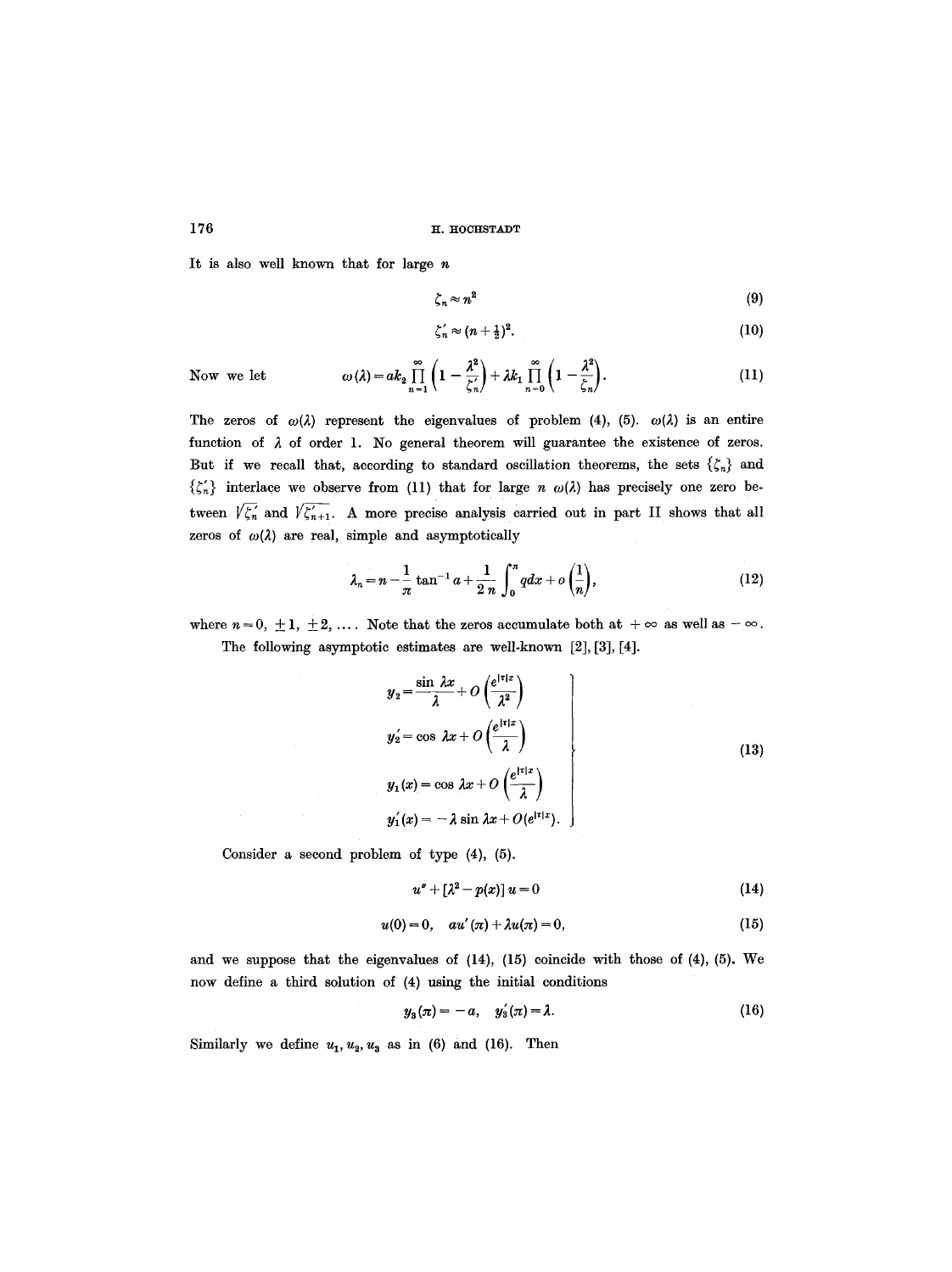It is also well known that for large $n$

$$\zeta_n \approx n^2 \tag{9}$$

$$\zeta_n' \approx (n+\tfrac{1}{2})^2. \tag{10}$$

Now we let
$$\omega(\lambda) = ak_2 \prod_{n=1}^{\infty}\left(1-\frac{\lambda^2}{\zeta_n'}\right) + \lambda k_1 \prod_{n=0}^{\infty}\left(1-\frac{\lambda^2}{\zeta_n}\right). \tag{11}$$

The zeros of $\omega(\lambda)$ represent the eigenvalues of problem (4), (5). $\omega(\lambda)$ is an entire function of $\lambda$ of order 1. No general theorem will guarantee the existence of zeros. But if we recall that, according to standard oscillation theorems, the sets $\{\zeta_n\}$ and $\{\zeta_n'\}$ interlace we observe from (11) that for large $n$ $\omega(\lambda)$ has precisely one zero between $\sqrt{\zeta_n'}$ and $\sqrt{\zeta_{n+1}'}$. A more precise analysis carried out in part II shows that all zeros of $\omega(\lambda)$ are real, simple and asymptotically

$$\lambda_n = n - \frac{1}{\pi}\tan^{-1} a + \frac{1}{2n}\int_0^{\pi} q\,dx + o\left(\frac{1}{n}\right), \tag{12}$$

where $n = 0, \pm 1, \pm 2, \ldots$. Note that the zeros accumulate both at $+\infty$ as well as $-\infty$.

The following asymptotic estimates are well-known [2], [3], [4].

$$\left.\begin{aligned}
y_2 &= \frac{\sin \lambda x}{\lambda} + O\left(\frac{e^{|\tau|x}}{\lambda^2}\right)\\
y_2' &= \cos \lambda x + O\left(\frac{e^{|\tau|x}}{\lambda}\right)\\
y_1(x) &= \cos \lambda x + O\left(\frac{e^{|\tau|x}}{\lambda}\right)\\
y_1'(x) &= -\lambda \sin \lambda x + O(e^{|\tau|x}).
\end{aligned}\right\} \tag{13}$$

Consider a second problem of type (4), (5).

$$u'' + [\lambda^2 - p(x)]\,u = 0 \tag{14}$$

$$u(0) = 0, \quad au'(\pi) + \lambda u(\pi) = 0, \tag{15}$$

and we suppose that the eigenvalues of (14), (15) coincide with those of (4), (5). We now define a third solution of (4) using the initial conditions

$$y_3(\pi) = -a, \quad y_3'(\pi) = \lambda. \tag{16}$$

Similarly we define $u_1, u_2, u_3$ as in (6) and (16). Then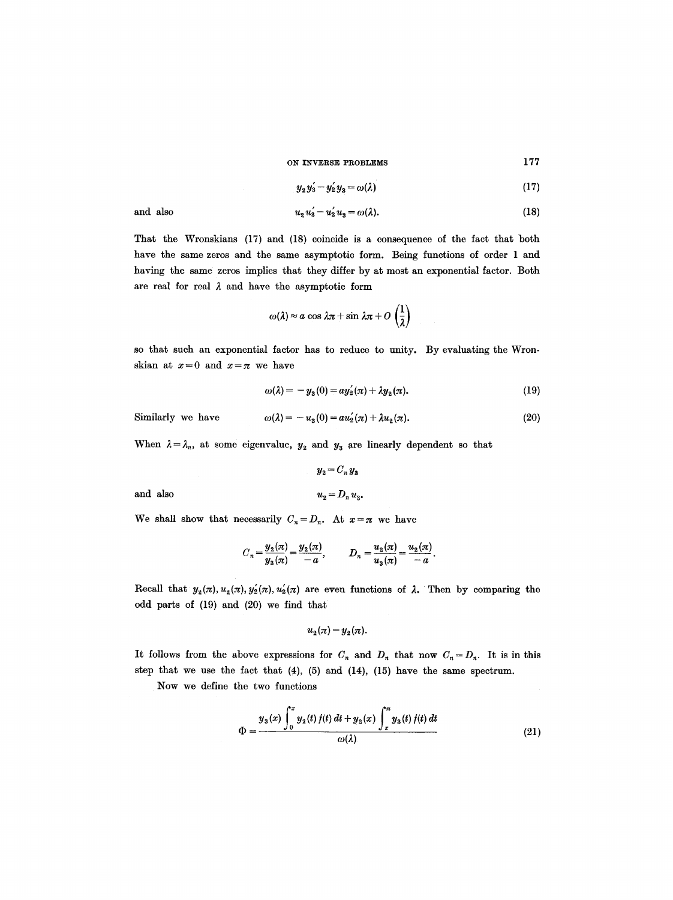$$y_2 y_3' - y_2' y_3 = \omega(\lambda) \tag{17}$$

and also

$$u_2 u_3' - u_2' u_3 = \omega(\lambda). \tag{18}$$

That the Wronskians (17) and (18) coincide is a consequence of the fact that both have the same zeros and the same asymptotic form. Being functions of order 1 and having the same zeros implies that they differ by at most an exponential factor. Both are real for real $\lambda$ and have the asymptotic form

$$\omega(\lambda) \approx a \cos \lambda\pi + \sin \lambda\pi + O\left(\frac{1}{\lambda}\right)$$

so that such an exponential factor has to reduce to unity. By evaluating the Wronskian at $x=0$ and $x=\pi$ we have

$$\omega(\lambda) = -y_3(0) = a y_2'(\pi) + \lambda y_2(\pi). \tag{19}$$

Similarly we have

$$\omega(\lambda) = -u_3(0) = a u_2'(\pi) + \lambda u_2(\pi). \tag{20}$$

When $\lambda = \lambda_n$, at some eigenvalue, $y_2$ and $y_3$ are linearly dependent so that

$$y_2 = C_n y_3$$

and also

$$u_2 = D_n u_3.$$

We shall show that necessarily $C_n = D_n$. At $x=\pi$ we have

$$C_n = \frac{y_2(\pi)}{y_3(\pi)} = \frac{y_2(\pi)}{-a}, \qquad D_n = \frac{u_2(\pi)}{u_3(\pi)} = \frac{u_2(\pi)}{-a}.$$

Recall that $y_2(\pi), u_2(\pi), y_2'(\pi), u_2'(\pi)$ are even functions of $\lambda$. Then by comparing the odd parts of (19) and (20) we find that

$$u_2(\pi) = y_2(\pi).$$

It follows from the above expressions for $C_n$ and $D_n$ that now $C_n = D_n$. It is in this step that we use the fact that (4), (5) and (14), (15) have the same spectrum.

Now we define the two functions

$$\Phi = \frac{y_3(x) \int_0^x y_2(t) f(t)\, dt + y_2(x) \int_x^\pi y_3(t) f(t)\, dt}{\omega(\lambda)} \tag{21}$$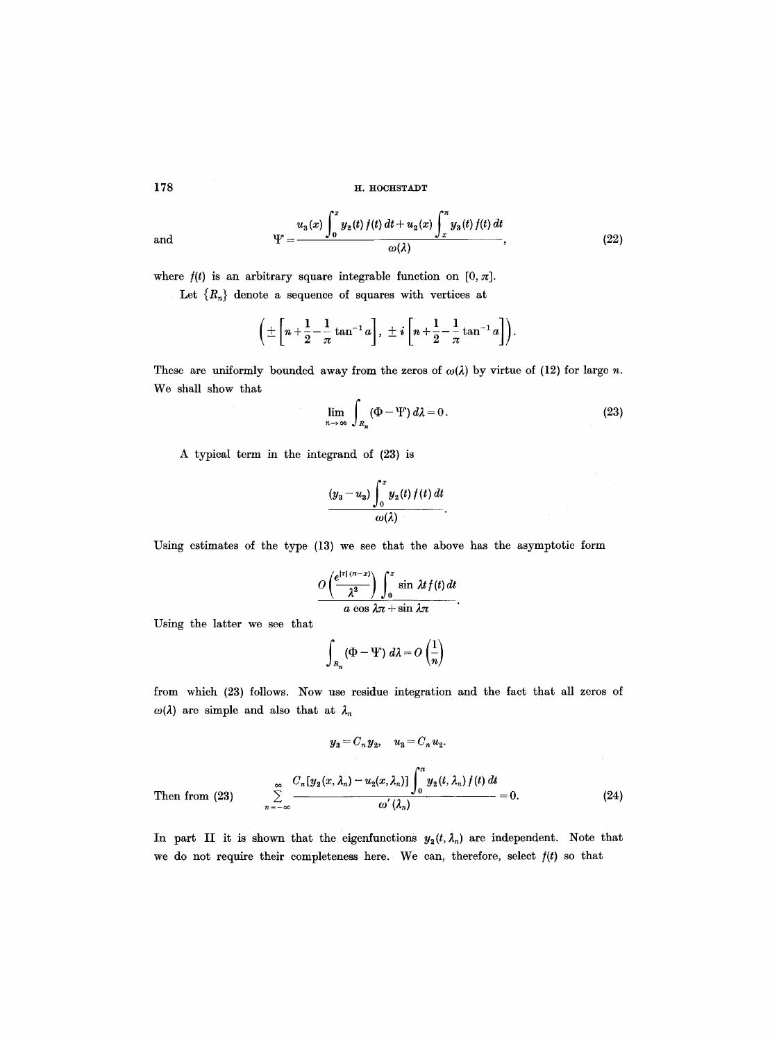and
$$\Psi = \frac{u_3(x) \int_0^x y_2(t) f(t)\, dt + u_2(x) \int_x^\pi y_3(t) f(t)\, dt}{\omega(\lambda)}, \tag{22}$$

where $f(t)$ is an arbitrary square integrable function on $[0, \pi]$.

Let $\{R_n\}$ denote a sequence of squares with vertices at

$$\left( \pm \left[ n + \frac{1}{2} - \frac{1}{\pi} \tan^{-1} a \right],\ \pm i \left[ n + \frac{1}{2} - \frac{1}{\pi} \tan^{-1} a \right] \right).$$

These are uniformly bounded away from the zeros of $\omega(\lambda)$ by virtue of (12) for large $n$. We shall show that

$$\lim_{n \to \infty} \int_{R_n} (\Phi - \Psi)\, d\lambda = 0. \tag{23}$$

A typical term in the integrand of (23) is

$$\frac{(y_3 - u_3) \int_0^x y_2(t) f(t)\, dt}{\omega(\lambda)}.$$

Using estimates of the type (13) we see that the above has the asymptotic form

$$\frac{O\left( \dfrac{e^{|\tau|(\pi - x)}}{\lambda^2} \right) \int_0^x \sin \lambda t\, f(t)\, dt}{a \cos \lambda \pi + \sin \lambda \pi}.$$

Using the latter we see that

$$\int_{R_n} (\Phi - \Psi)\, d\lambda = O\left( \frac{1}{n} \right)$$

from which (23) follows. Now use residue integration and the fact that all zeros of $\omega(\lambda)$ are simple and also that at $\lambda_n$

$$y_3 = C_n y_2, \quad u_3 = C_n u_2.$$

Then from (23)
$$\sum_{n=-\infty}^{\infty} \frac{C_n [y_2(x, \lambda_n) - u_2(x, \lambda_n)] \int_0^\pi y_2(t, \lambda_n) f(t)\, dt}{\omega'(\lambda_n)} = 0. \tag{24}$$

In part II it is shown that the eigenfunctions $y_2(t, \lambda_n)$ are independent. Note that we do not require their completeness here. We can, therefore, select $f(t)$ so that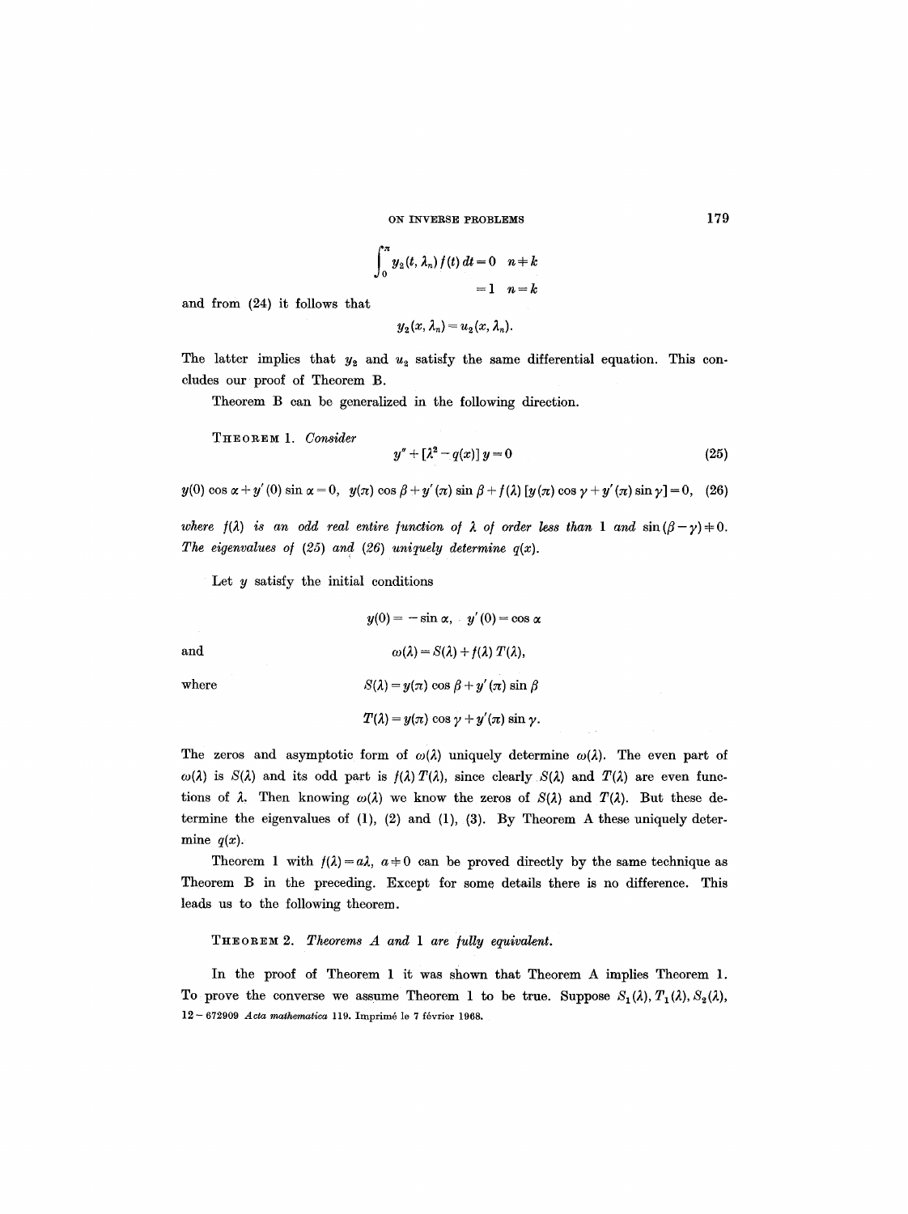$$\int_0^\pi y_2(t, \lambda_n) f(t)\, dt = 0 \quad n \neq k$$
$$= 1 \quad n = k$$

and from (24) it follows that

$$y_2(x, \lambda_n) = u_2(x, \lambda_n).$$

The latter implies that $y_2$ and $u_2$ satisfy the same differential equation. This concludes our proof of Theorem B.

Theorem B can be generalized in the following direction.

THEOREM 1. *Consider*

$$y'' + [\lambda^2 - q(x)]\, y = 0 \tag{25}$$

$$y(0) \cos \alpha + y'(0) \sin \alpha = 0, \quad y(\pi) \cos \beta + y'(\pi) \sin \beta + f(\lambda)\, [y(\pi) \cos \gamma + y'(\pi) \sin \gamma] = 0, \tag{26}$$

*where $f(\lambda)$ is an odd real entire function of $\lambda$ of order less than 1 and $\sin(\beta - \gamma) \neq 0$. The eigenvalues of (25) and (26) uniquely determine $q(x)$.*

Let $y$ satisfy the initial conditions

$$y(0) = -\sin \alpha, \quad y'(0) = \cos \alpha$$

and

$$\omega(\lambda) = S(\lambda) + f(\lambda)\, T(\lambda),$$

where

$$S(\lambda) = y(\pi) \cos \beta + y'(\pi) \sin \beta$$

$$T(\lambda) = y(\pi) \cos \gamma + y'(\pi) \sin \gamma.$$

The zeros and asymptotic form of $\omega(\lambda)$ uniquely determine $\omega(\lambda)$. The even part of $\omega(\lambda)$ is $S(\lambda)$ and its odd part is $f(\lambda)\, T(\lambda)$, since clearly $S(\lambda)$ and $T(\lambda)$ are even functions of $\lambda$. Then knowing $\omega(\lambda)$ we know the zeros of $S(\lambda)$ and $T(\lambda)$. But these determine the eigenvalues of (1), (2) and (1), (3). By Theorem A these uniquely determine $q(x)$.

Theorem 1 with $f(\lambda) = a\lambda$, $a \neq 0$ can be proved directly by the same technique as Theorem B in the preceding. Except for some details there is no difference. This leads us to the following theorem.

THEOREM 2. *Theorems A and 1 are fully equivalent.*

In the proof of Theorem 1 it was shown that Theorem A implies Theorem 1. To prove the converse we assume Theorem 1 to be true. Suppose $S_1(\lambda)$, $T_1(\lambda)$, $S_2(\lambda)$,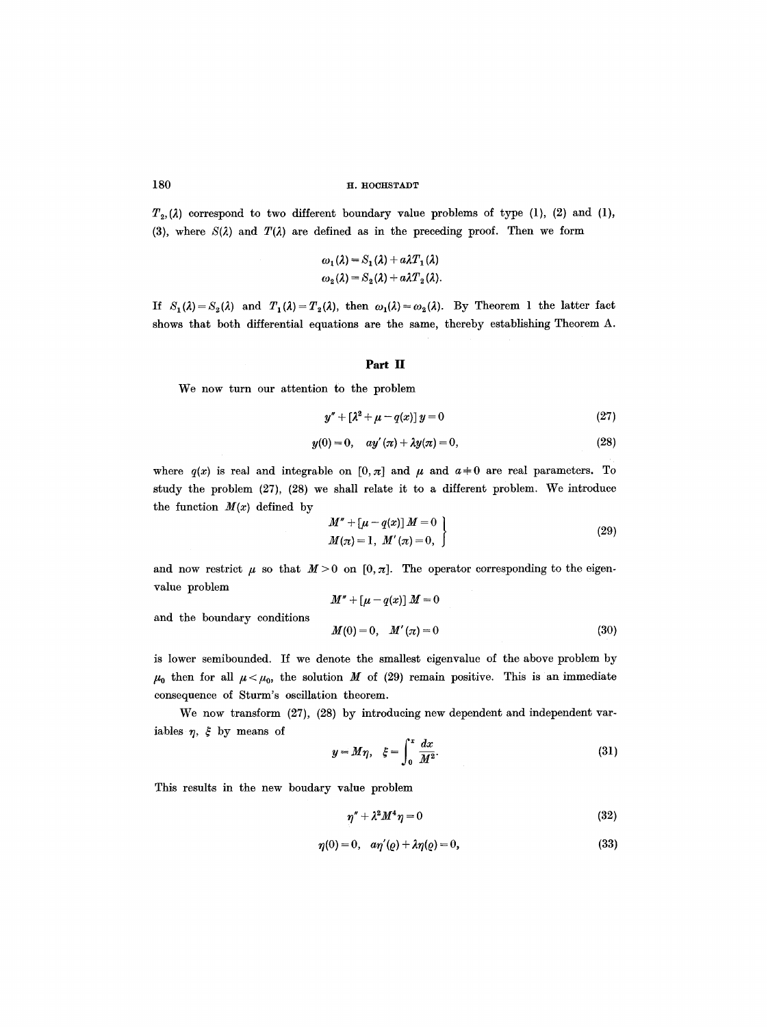$T_2,(\lambda)$ correspond to two different boundary value problems of type (1), (2) and (1), (3), where $S(\lambda)$ and $T(\lambda)$ are defined as in the preceding proof. Then we form

$$\omega_1(\lambda) = S_1(\lambda) + a\lambda T_1(\lambda)$$
$$\omega_2(\lambda) = S_2(\lambda) + a\lambda T_2(\lambda).$$

If $S_1(\lambda) = S_2(\lambda)$ and $T_1(\lambda) = T_2(\lambda)$, then $\omega_1(\lambda) = \omega_2(\lambda)$. By Theorem 1 the latter fact shows that both differential equations are the same, thereby establishing Theorem A.

## Part II

We now turn our attention to the problem

$$y'' + [\lambda^2 + \mu - q(x)]\, y = 0 \tag{27}$$

$$y(0) = 0, \quad ay'(\pi) + \lambda y(\pi) = 0, \tag{28}$$

where $q(x)$ is real and integrable on $[0, \pi]$ and $\mu$ and $a \neq 0$ are real parameters. To study the problem (27), (28) we shall relate it to a different problem. We introduce the function $M(x)$ defined by

$$\left.\begin{aligned} M'' + [\mu - q(x)]\, M = 0 \\ M(\pi) = 1, \ M'(\pi) = 0, \end{aligned}\right\} \tag{29}$$

and now restrict $\mu$ so that $M > 0$ on $[0, \pi]$. The operator corresponding to the eigenvalue problem

$$M'' + [\mu - q(x)]\, M = 0$$

and the boundary conditions

$$M(0) = 0, \quad M'(\pi) = 0 \tag{30}$$

is lower semibounded. If we denote the smallest eigenvalue of the above problem by $\mu_0$ then for all $\mu < \mu_0$, the solution $M$ of (29) remain positive. This is an immediate consequence of Sturm's oscillation theorem.

We now transform (27), (28) by introducing new dependent and independent variables $\eta$, $\xi$ by means of

$$y = M\eta, \quad \xi = \int_0^x \frac{dx}{M^2}. \tag{31}$$

This results in the new boudary value problem

$$\eta'' + \lambda^2 M^4 \eta = 0 \tag{32}$$

$$\eta(0) = 0, \quad a\eta'(\varrho) + \lambda\eta(\varrho) = 0, \tag{33}$$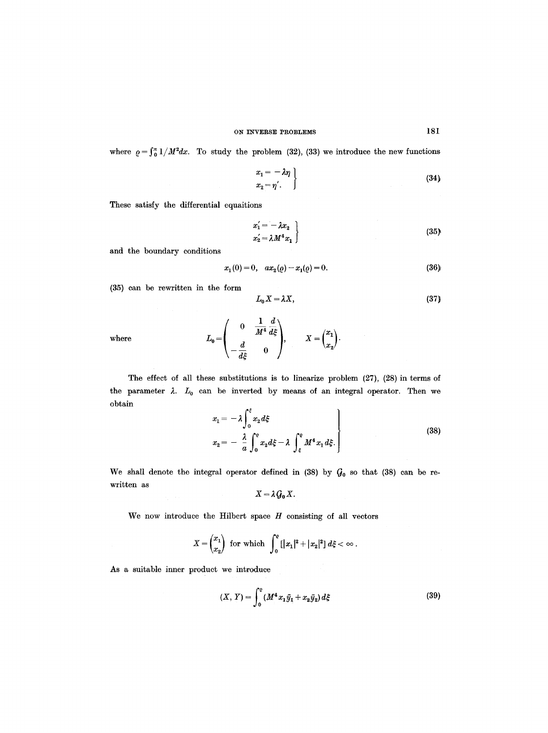where $\varrho = \int_0^\pi 1/M^2 dx$. To study the problem (32), (33) we introduce the new functions

$$\left.\begin{aligned} x_1 &= -\lambda \eta \\ x_2 &= \eta'. \end{aligned}\right\} \tag{34}$$

These satisfy the differential equaitions

$$\left.\begin{aligned} x_1' &= -\lambda x_2 \\ x_2' &= \lambda M^4 x_1 \end{aligned}\right\} \tag{35}$$

and the boundary conditions

$$x_1(0) = 0, \quad a x_2(\varrho) - x_1(\varrho) = 0. \tag{36}$$

(35) can be rewritten in the form

$$L_0 X = \lambda X, \tag{37}$$

where

$$L_0 = \begin{pmatrix} 0 & \dfrac{1}{M^4}\dfrac{d}{d\xi} \\ -\dfrac{d}{d\xi} & 0 \end{pmatrix}, \qquad X = \begin{pmatrix} x_1 \\ x_2 \end{pmatrix}.$$

The effect of all these substitutions is to linearize problem (27), (28) in terms of the parameter $\lambda$. $L_0$ can be inverted by means of an integral operator. Then we obtain

$$\left.\begin{aligned} x_1 &= -\lambda \int_0^\xi x_2 \, d\xi \\ x_2 &= -\frac{\lambda}{a} \int_0^\varrho x_2 \, d\xi - \lambda \int_\xi^\varrho M^4 x_1 \, d\xi. \end{aligned}\right\} \tag{38}$$

We shall denote the integral operator defined in (38) by $\mathcal{G}_0$ so that (38) can be rewritten as

$$X = \lambda \mathcal{G}_0 X.$$

We now introduce the Hilbert space $H$ consisting of all vectors

$$X = \begin{pmatrix} x_1 \\ x_2 \end{pmatrix} \text{ for which } \int_0^\varrho [|x_1|^2 + |x_2|^2] \, d\xi < \infty.$$

As a suitable inner product we introduce

$$(X, Y) = \int_0^\varrho (M^4 x_1 \bar{y}_1 + x_2 \bar{y}_2) \, d\xi \tag{39}$$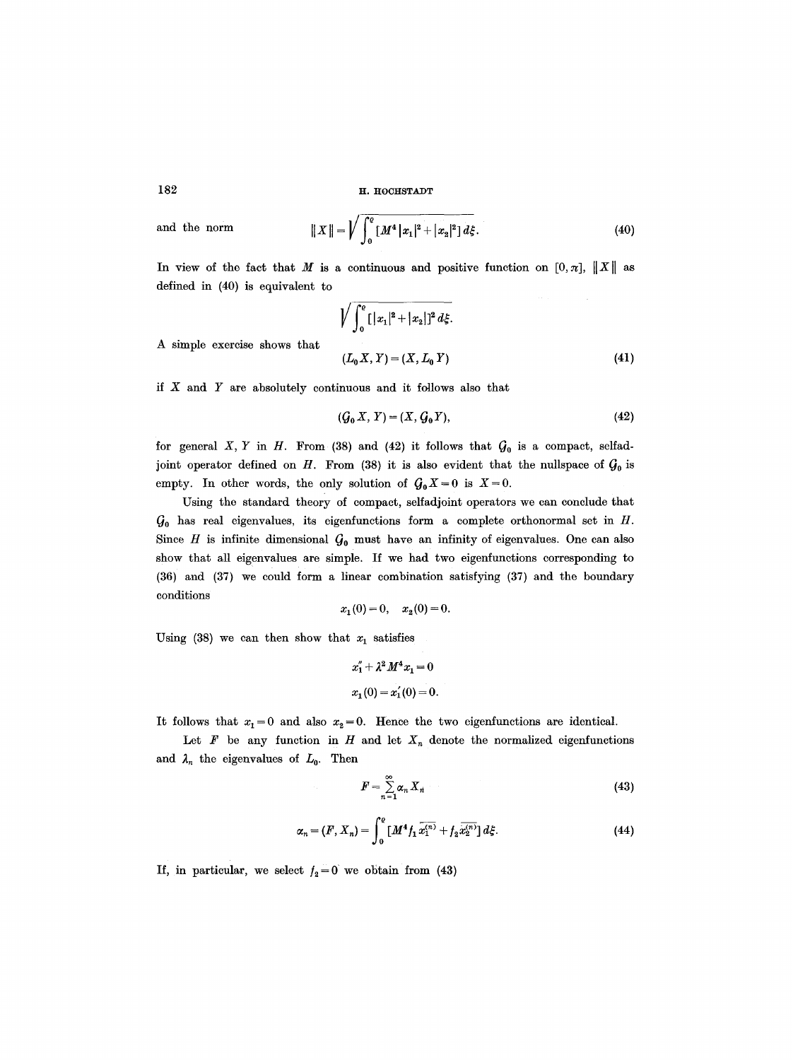and the norm

$$\|X\| = \sqrt{\int_0^\varrho [M^4 |x_1|^2 + |x_2|^2]\, d\xi}. \tag{40}$$

In view of the fact that $M$ is a continuous and positive function on $[0, \pi]$, $\|X\|$ as defined in (40) is equivalent to

$$\sqrt{\int_0^\varrho [|x_1|^2 + |x_2|]^2\, d\xi}.$$

A simple exercise shows that

$$(L_0 X, Y) = (X, L_0 Y) \tag{41}$$

if $X$ and $Y$ are absolutely continuous and it follows also that

$$(\mathcal{G}_0 X, Y) = (X, \mathcal{G}_0 Y), \tag{42}$$

for general $X$, $Y$ in $H$. From (38) and (42) it follows that $\mathcal{G}_0$ is a compact, selfadjoint operator defined on $H$. From (38) it is also evident that the nullspace of $\mathcal{G}_0$ is empty. In other words, the only solution of $\mathcal{G}_0 X = 0$ is $X = 0$.

Using the standard theory of compact, selfadjoint operators we can conclude that $\mathcal{G}_0$ has real eigenvalues, its eigenfunctions form a complete orthonormal set in $H$. Since $H$ is infinite dimensional $\mathcal{G}_0$ must have an infinity of eigenvalues. One can also show that all eigenvalues are simple. If we had two eigenfunctions corresponding to (36) and (37) we could form a linear combination satisfying (37) and the boundary conditions

$$x_1(0) = 0, \quad x_2(0) = 0.$$

Using (38) we can then show that $x_1$ satisfies

$$x_1'' + \lambda^2 M^4 x_1 = 0$$

$$x_1(0) = x_1'(0) = 0.$$

It follows that $x_1 = 0$ and also $x_2 = 0$. Hence the two eigenfunctions are identical.

Let $F$ be any function in $H$ and let $X_n$ denote the normalized eigenfunctions and $\lambda_n$ the eigenvalues of $L_0$. Then

$$F = \sum_{n=1}^{\infty} \alpha_n X_n \tag{43}$$

$$\alpha_n = (F, X_n) = \int_0^\varrho [M^4 f_1 \overline{x_1^{(n)}} + f_2 \overline{x_2^{(n)}}]\, d\xi. \tag{44}$$

If, in particular, we select $f_2 = 0$ we obtain from (43)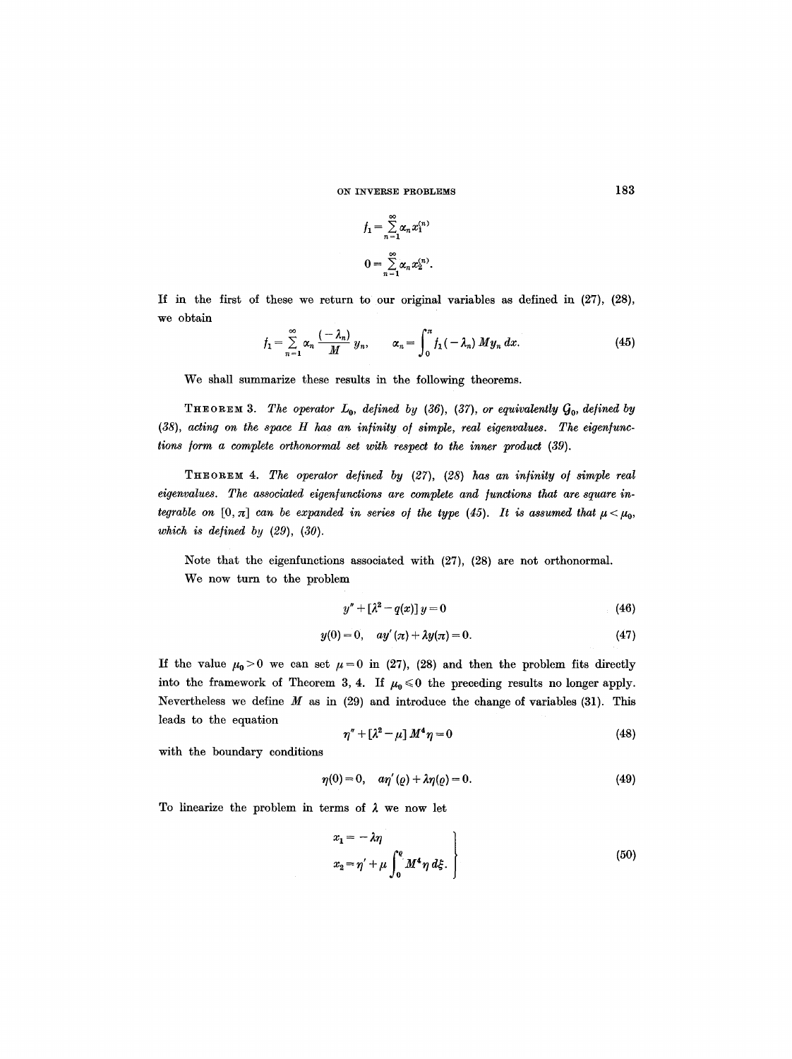$$f_1 = \sum_{n=1}^{\infty} \alpha_n x_1^{(n)}$$

$$0 = \sum_{n=1}^{\infty} \alpha_n x_2^{(n)}.$$

If in the first of these we return to our original variables as defined in (27), (28), we obtain

$$f_1 = \sum_{n=1}^{\infty} \alpha_n \frac{(-\lambda_n)}{M} y_n, \qquad \alpha_n = \int_0^{\pi} f_1(-\lambda_n) M y_n \, dx. \tag{45}$$

We shall summarize these results in the following theorems.

THEOREM 3. *The operator $L_0$, defined by (36), (37), or equivalently $\mathcal{G}_0$, defined by (38), acting on the space $H$ has an infinity of simple, real eigenvalues. The eigenfunctions form a complete orthonormal set with respect to the inner product (39).*

THEOREM 4. *The operator defined by (27), (28) has an infinity of simple real eigenvalues. The associated eigenfunctions are complete and functions that are square integrable on $[0, \pi]$ can be expanded in series of the type (45). It is assumed that $\mu < \mu_0$, which is defined by (29), (30).*

Note that the eigenfunctions associated with (27), (28) are not orthonormal.

We now turn to the problem

$$y'' + [\lambda^2 - q(x)] y = 0 \tag{46}$$

$$y(0) = 0, \quad a y'(\pi) + \lambda y(\pi) = 0. \tag{47}$$

If the value $\mu_0 > 0$ we can set $\mu = 0$ in (27), (28) and then the problem fits directly into the framework of Theorem 3, 4. If $\mu_0 \leqslant 0$ the preceding results no longer apply. Nevertheless we define $M$ as in (29) and introduce the change of variables (31). This leads to the equation

$$\eta'' + [\lambda^2 - \mu] M^4 \eta = 0 \tag{48}$$

with the boundary conditions

$$\eta(0) = 0, \quad a\eta'(\varrho) + \lambda \eta(\varrho) = 0. \tag{49}$$

To linearize the problem in terms of $\lambda$ we now let

$$\left.\begin{aligned} x_1 &= -\lambda \eta \\ x_2 &= \eta' + \mu \int_0^{\varrho} M^4 \eta \, d\xi. \end{aligned}\right\} \tag{50}$$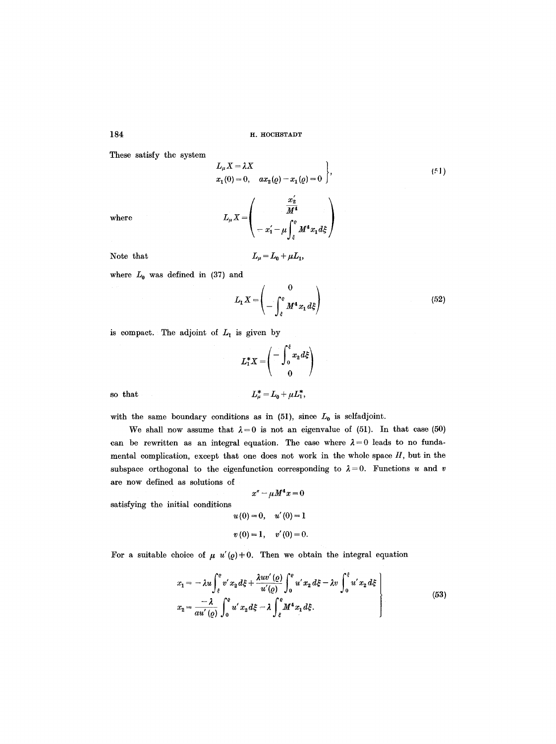These satisfy the system

$$\left.\begin{array}{l} L_\mu X = \lambda X \\ x_1(0) = 0, \quad a x_2(\varrho) - x_1(\varrho) = 0 \end{array}\right\}, \tag{51}$$

where

$$L_\mu X = \begin{pmatrix} \dfrac{x_2'}{M^4} \\ -x_1' - \mu \displaystyle\int_\xi^\varrho M^4 x_1 \, d\xi \end{pmatrix}$$

Note that

$$L_\mu = L_0 + \mu L_1,$$

where $L_0$ was defined in (37) and

$$L_1 X = \begin{pmatrix} 0 \\ -\displaystyle\int_\xi^\varrho M^4 x_1 \, d\xi \end{pmatrix} \tag{52}$$

is compact. The adjoint of $L_1$ is given by

$$L_1^* X = \begin{pmatrix} -\displaystyle\int_0^\xi x_2 \, d\xi \\ 0 \end{pmatrix}$$

so that

$$L_\mu^* = L_0 + \mu L_1^*,$$

with the same boundary conditions as in (51), since $L_0$ is selfadjoint.

We shall now assume that $\lambda = 0$ is not an eigenvalue of (51). In that case (50) can be rewritten as an integral equation. The case where $\lambda = 0$ leads to no fundamental complication, except that one does not work in the whole space $H$, but in the subspace orthogonal to the eigenfunction corresponding to $\lambda = 0$. Functions $u$ and $v$ are now defined as solutions of

$$x'' - \mu M^4 x = 0$$

satisfying the initial conditions

$$u(0) = 0, \quad u'(0) = 1$$

$$v(0) = 1, \quad v'(0) = 0.$$

For a suitable choice of $\mu$ $u'(\varrho) \neq 0$. Then we obtain the integral equation

$$\left.\begin{array}{l} x_1 = -\lambda u \displaystyle\int_\xi^\varrho v' x_2 \, d\xi + \frac{\lambda u v'(\varrho)}{u'(\varrho)} \int_0^\varrho u' x_2 \, d\xi - \lambda v \int_0^\xi u' x_2 \, d\xi \\ x_2 = \dfrac{-\lambda}{a u'(\varrho)} \displaystyle\int_0^\varrho u' x_2 \, d\xi - \lambda \int_\xi^\varrho M^4 x_1 \, d\xi. \end{array}\right\} \tag{53}$$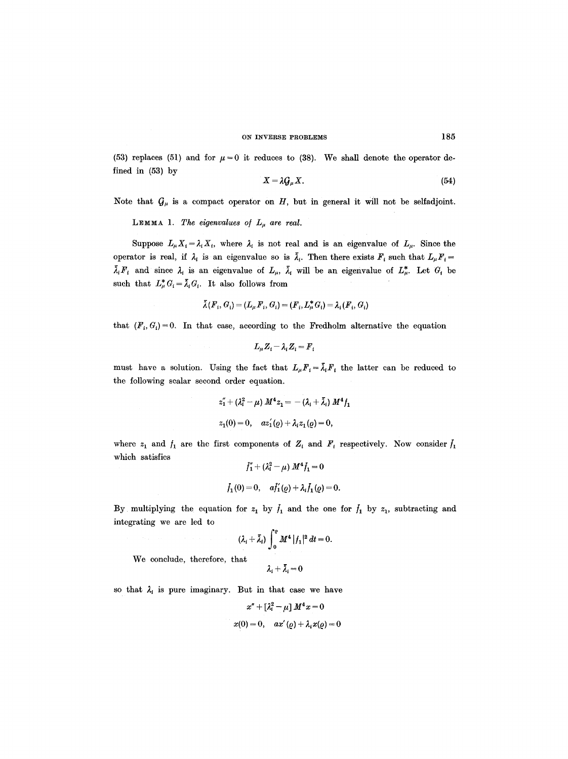(53) replaces (51) and for $\mu=0$ it reduces to (38). We shall denote the operator defined in (53) by

$$X=\lambda \mathcal{G}_\mu X. \tag{54}$$

Note that $\mathcal{G}_\mu$ is a compact operator on $H$, but in general it will not be selfadjoint.

LEMMA 1. *The eigenvalues of $L_\mu$ are real.*

Suppose $L_\mu X_i=\lambda_i X_i$, where $\lambda_i$ is not real and is an eigenvalue of $L_\mu$. Since the operator is real, if $\lambda_i$ is an eigenvalue so is $\bar\lambda_i$. Then there exists $F_i$ such that $L_\mu F_i=\bar\lambda_i F_i$ and since $\lambda_i$ is an eigenvalue of $L_\mu$, $\bar\lambda_i$ will be an eigenvalue of $L_\mu^*$. Let $G_i$ be such that $L_\mu^* G_i=\bar\lambda_i G_i$. It also follows from

$$\bar\lambda(F_i, G_i)=(L_\mu F_i, G_i)=(F_i, L_\mu^* G_i)=\lambda_i(F_i, G_i)$$

that $(F_i, G_i)=0$. In that case, according to the Fredholm alternative the equation

$$L_\mu Z_i-\lambda_i Z_i=F_i$$

must have a solution. Using the fact that $L_\mu F_i=\bar\lambda_i F_i$ the latter can be reduced to the following scalar second order equation.

$$z_1''+(\lambda_i^2-\mu)M^4 z_1=-(\lambda_i+\bar\lambda_i)M^4 f_1$$

$$z_1(0)=0, \quad a z_1'(\varrho)+\lambda_i z_1(\varrho)=0,$$

where $z_1$ and $f_1$ are the first components of $Z_i$ and $F_i$ respectively. Now consider $\bar f_1$ which satisfies

$$\bar f_1''+(\lambda_i^2-\mu)M^4\bar f_1=0$$

$$\bar f_1(0)=0, \quad a\bar f_1'(\varrho)+\lambda_i\bar f_1(\varrho)=0.$$

By multiplying the equation for $z_1$ by $\bar f_1$ and the one for $\bar f_1$ by $z_1$, subtracting and integrating we are led to

$$(\lambda_i+\bar\lambda_i)\int_0^\varrho M^4|f_1|^2\,dt=0.$$

We conclude, therefore, that

$$\lambda_i+\bar\lambda_i=0$$

so that $\lambda_i$ is pure imaginary. But in that case we have

$$x''+[\lambda_i^2-\mu]M^4 x=0$$

$$x(0)=0, \quad a x'(\varrho)+\lambda_i x(\varrho)=0$$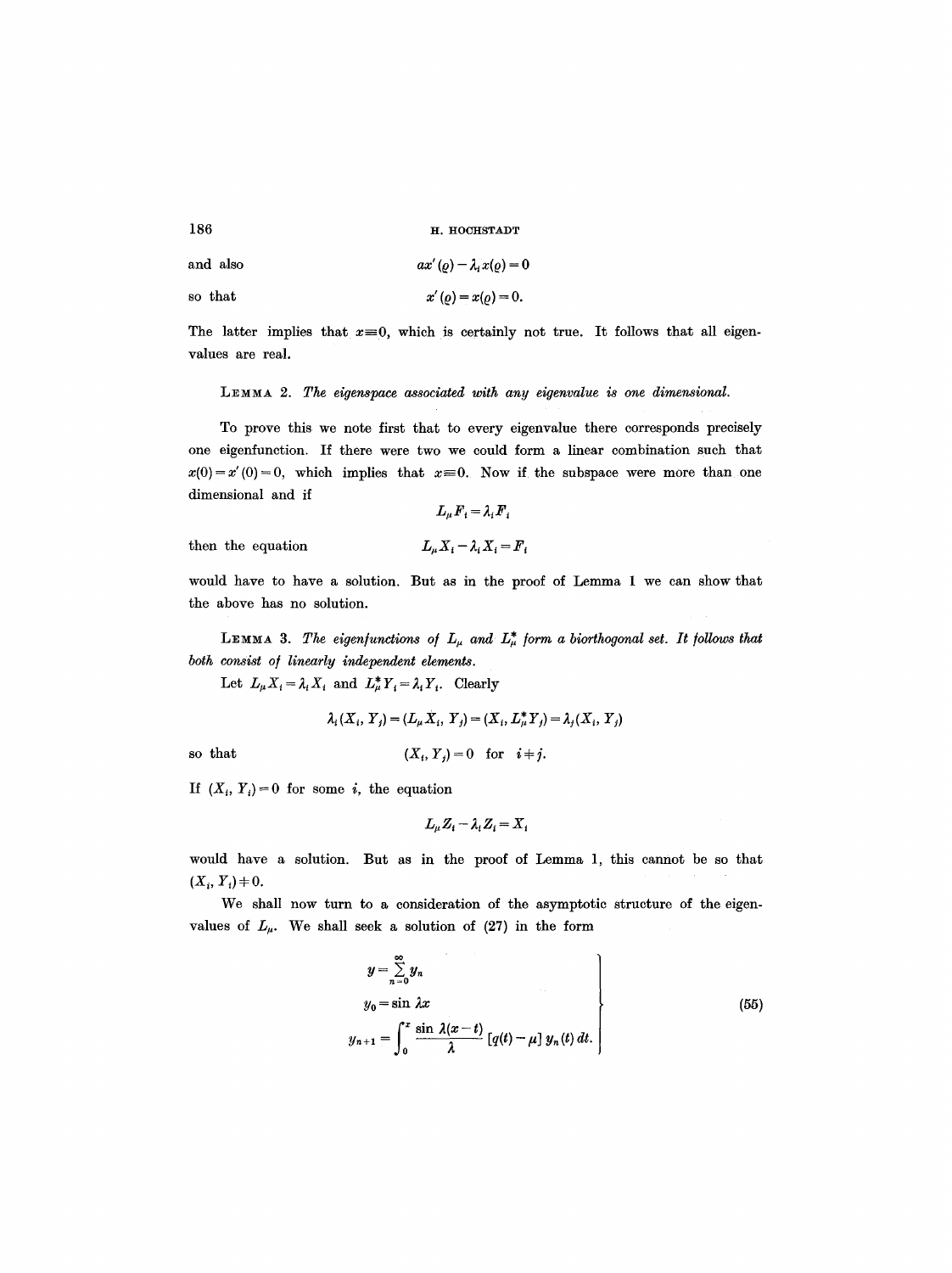and also

$$a x'(\varrho) - \lambda_i x(\varrho) = 0$$

so that

$$x'(\varrho) = x(\varrho) = 0.$$

The latter implies that $x \equiv 0$, which is certainly not true. It follows that all eigenvalues are real.

LEMMA 2. *The eigenspace associated with any eigenvalue is one dimensional.*

To prove this we note first that to every eigenvalue there corresponds precisely one eigenfunction. If there were two we could form a linear combination such that $x(0) = x'(0) = 0$, which implies that $x \equiv 0$. Now if the subspace were more than one dimensional and if

$$L_\mu F_i = \lambda_i F_i$$

then the equation

$$L_\mu X_i - \lambda_i X_i = F_i$$

would have to have a solution. But as in the proof of Lemma 1 we can show that the above has no solution.

LEMMA 3. *The eigenfunctions of $L_\mu$ and $L_\mu^*$ form a biorthogonal set. It follows that both consist of linearly independent elements.*

Let $L_\mu X_i = \lambda_i X_i$ and $L_\mu^* Y_i = \lambda_i Y_i$. Clearly

$$\lambda_i (X_i, Y_j) = (L_\mu X_i, Y_j) = (X_i, L_\mu^* Y_j) = \lambda_j (X_i, Y_j)$$

so that

$$(X_i, Y_j) = 0 \quad \text{for} \quad i \neq j.$$

If $(X_i, Y_i) = 0$ for some $i$, the equation

$$L_\mu Z_i - \lambda_i Z_i = X_i$$

would have a solution. But as in the proof of Lemma 1, this cannot be so that $(X_i, Y_i) \neq 0$.

We shall now turn to a consideration of the asymptotic structure of the eigenvalues of $L_\mu$. We shall seek a solution of (27) in the form

$$\left.\begin{aligned} y &= \sum_{n=0}^{\infty} y_n \\ y_0 &= \sin \lambda x \\ y_{n+1} &= \int_0^x \frac{\sin \lambda(x-t)}{\lambda} [q(t) - \mu]\, y_n(t)\, dt. \end{aligned}\right\} \tag{55}$$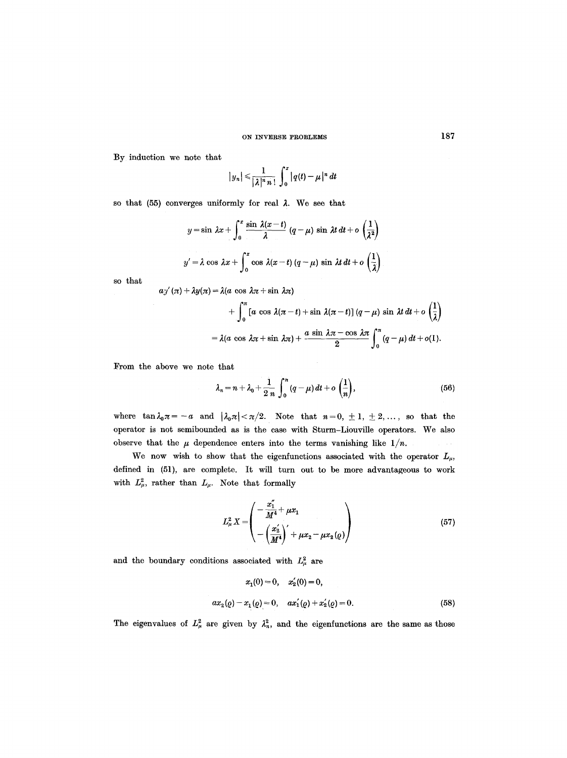By induction we note that

$$|y_n| \leqslant \frac{1}{|\lambda|^n n!} \int_0^x |q(t) - \mu|^n \, dt$$

so that (55) converges uniformly for real $\lambda$. We see that

$$y = \sin \lambda x + \int_0^x \frac{\sin \lambda(x-t)}{\lambda} (q - \mu) \sin \lambda t \, dt + o\left(\frac{1}{\lambda^2}\right)$$

$$y' = \lambda \cos \lambda x + \int_0^x \cos \lambda(x-t) (q-\mu) \sin \lambda t \, dt + o\left(\frac{1}{\lambda}\right)$$

so that

$$\begin{aligned} ay'(\pi) + \lambda y(\pi) &= \lambda(a \cos \lambda\pi + \sin \lambda\pi) \\ &\quad + \int_0^\pi [a \cos \lambda(\pi - t) + \sin \lambda(\pi - t)] (q - \mu) \sin \lambda t \, dt + o\left(\frac{1}{\lambda}\right) \\ &= \lambda(a \cos \lambda\pi + \sin \lambda\pi) + \frac{a \sin \lambda\pi - \cos \lambda\pi}{2} \int_0^\pi (q - \mu) \, dt + o(1). \end{aligned}$$

From the above we note that

$$\lambda_n = n + \lambda_0 + \frac{1}{2n} \int_0^\pi (q - \mu) \, dt + o\left(\frac{1}{n}\right), \tag{56}$$

where $\tan \lambda_0 \pi = -a$ and $|\lambda_0 \pi| < \pi/2$. Note that $n = 0, \pm 1, \pm 2, \ldots$, so that the operator is not semibounded as is the case with Sturm-Liouville operators. We also observe that the $\mu$ dependence enters into the terms vanishing like $1/n$.

We now wish to show that the eigenfunctions associated with the operator $L_\mu$, defined in (51), are complete. It will turn out to be more advantageous to work with $L_\mu^2$, rather than $L_\mu$. Note that formally

$$L_\mu^2 X = \begin{pmatrix} -\dfrac{x_1''}{M^4} + \mu x_1 \\ -\left(\dfrac{x_2'}{M^4}\right)' + \mu x_2 - \mu x_2(\varrho) \end{pmatrix} \tag{57}$$

and the boundary conditions associated with $L_\mu^2$ are

$$\begin{aligned} &x_1(0) = 0, \quad x_2'(0) = 0, \\ &a x_2(\varrho) - x_1(\varrho) = 0, \quad a x_1'(\varrho) + x_2'(\varrho) = 0. \end{aligned} \tag{58}$$

The eigenvalues of $L_\mu^2$ are given by $\lambda_n^2$, and the eigenfunctions are the same as those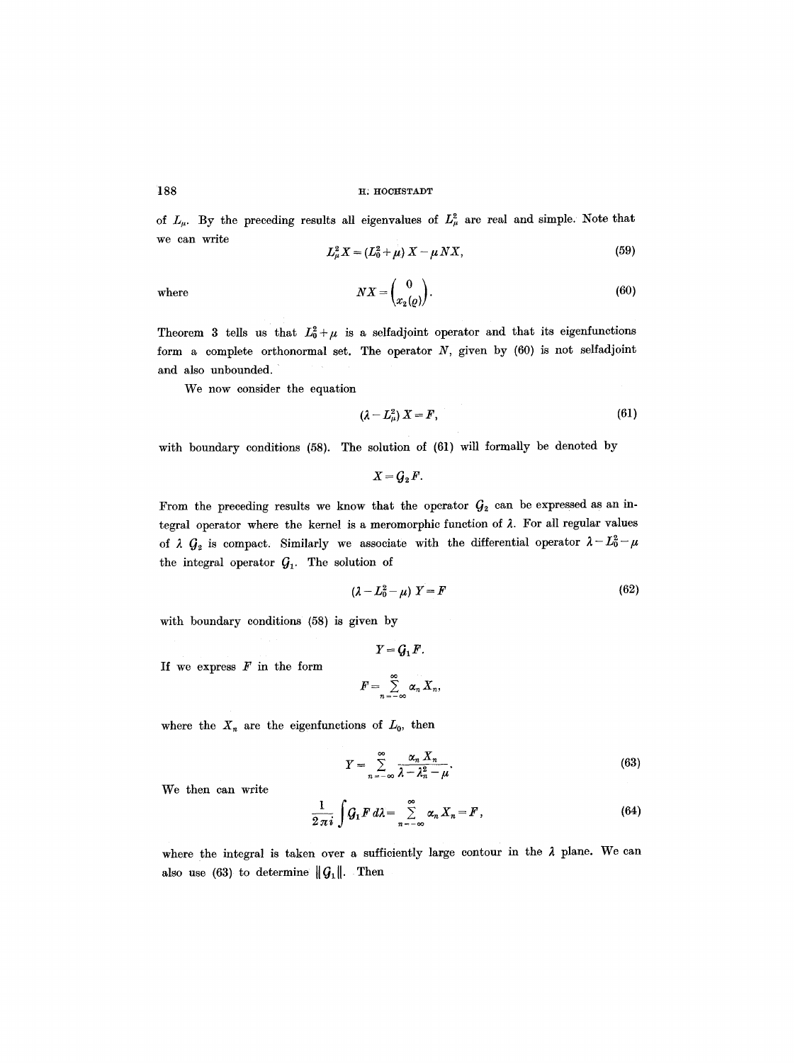of $L_\mu$. By the preceding results all eigenvalues of $L_\mu^2$ are real and simple. Note that we can write

$$L_\mu^2 X = (L_0^2 + \mu) X - \mu N X, \tag{59}$$

where

$$NX = \begin{pmatrix} 0 \\ x_2(\varrho) \end{pmatrix}. \tag{60}$$

Theorem 3 tells us that $L_0^2 + \mu$ is a selfadjoint operator and that its eigenfunctions form a complete orthonormal set. The operator $N$, given by (60) is not selfadjoint and also unbounded.

We now consider the equation

$$(\lambda - L_\mu^2) X = F, \tag{61}$$

with boundary conditions (58). The solution of (61) will formally be denoted by

$$X = \mathcal{G}_2 F.$$

From the preceding results we know that the operator $\mathcal{G}_2$ can be expressed as an integral operator where the kernel is a meromorphic function of $\lambda$. For all regular values of $\lambda$ $\mathcal{G}_2$ is compact. Similarly we associate with the differential operator $\lambda - L_0^2 - \mu$ the integral operator $\mathcal{G}_1$. The solution of

$$(\lambda - L_0^2 - \mu) Y = F \tag{62}$$

with boundary conditions (58) is given by

$$Y = \mathcal{G}_1 F.$$

If we express $F$ in the form

$$F = \sum_{n=-\infty}^{\infty} \alpha_n X_n,$$

where the $X_n$ are the eigenfunctions of $L_0$, then

$$Y = \sum_{n=-\infty}^{\infty} \frac{\alpha_n X_n}{\lambda - \lambda_n^2 - \mu}. \tag{63}$$

We then can write

$$\frac{1}{2\pi i} \int \mathcal{G}_1 F \, d\lambda = \sum_{n=-\infty}^{\infty} \alpha_n X_n = F, \tag{64}$$

where the integral is taken over a sufficiently large contour in the $\lambda$ plane. We can also use (63) to determine $\|\mathcal{G}_1\|$. Then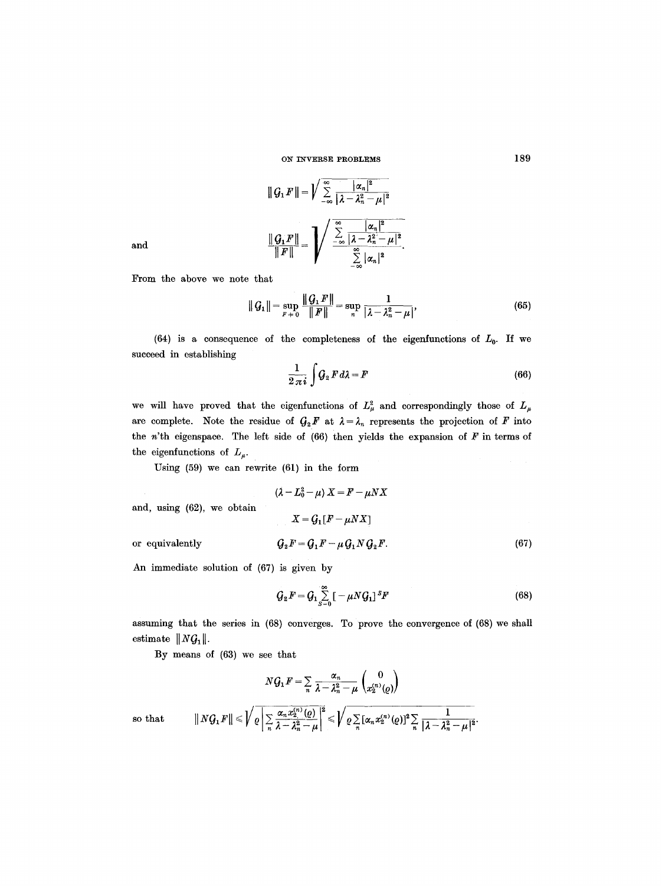$$\|G_1 F\| = \sqrt{\sum_{-\infty}^{\infty} \frac{|\alpha_n|^2}{|\lambda - \lambda_n^2 - \mu|^2}}$$

and

$$\frac{\|G_1 F\|}{\|F\|} = \sqrt{\frac{\sum_{-\infty}^{\infty} \frac{|\alpha_n|^2}{|\lambda - \lambda_n^2 - \mu|^2}}{\sum_{-\infty}^{\infty} |\alpha_n|^2}}.$$

From the above we note that

$$\|G_1\| = \sup_{F \neq 0} \frac{\|G_1 F\|}{\|F\|} = \sup_n \frac{1}{|\lambda - \lambda_n^2 - \mu|}, \tag{65}$$

(64) is a consequence of the completeness of the eigenfunctions of $L_0$. If we succeed in establishing

$$\frac{1}{2\pi i} \int G_2 F \, d\lambda = F \tag{66}$$

we will have proved that the eigenfunctions of $L_\mu^2$ and correspondingly those of $L_\mu$ are complete. Note the residue of $G_2 F$ at $\lambda = \lambda_n$ represents the projection of $F$ into the $n$'th eigenspace. The left side of (66) then yields the expansion of $F$ in terms of the eigenfunctions of $L_\mu$.

Using (59) we can rewrite (61) in the form

$$(\lambda - L_0^2 - \mu) X = F - \mu N X$$

and, using (62), we obtain

$$X = G_1 [F - \mu N X]$$

or equivalently

$$G_2 F = G_1 F - \mu G_1 N G_2 F. \tag{67}$$

An immediate solution of (67) is given by

$$G_2 F = G_1 \sum_{S=0}^{\infty} [-\mu N G_1]^S F \tag{68}$$

assuming that the series in (68) converges. To prove the convergence of (68) we shall estimate $\|N G_1\|$.

By means of (63) we see that

$$N G_1 F = \sum_n \frac{\alpha_n}{\lambda - \lambda_n^2 - \mu} \begin{pmatrix} 0 \\ x_2^{(n)}(\varrho) \end{pmatrix}$$

so that

$$\|N G_1 F\| \leqslant \sqrt{\varrho \left| \sum_n \frac{\alpha_n x_2^{(n)}(\varrho)}{\lambda - \lambda_n^2 - \mu} \right|^2} \leqslant \sqrt{\varrho \sum_n [\alpha_n x_2^{(n)}(\varrho)]^2 \sum_n \frac{1}{|\lambda - \lambda_n^2 - \mu|^2}}.$$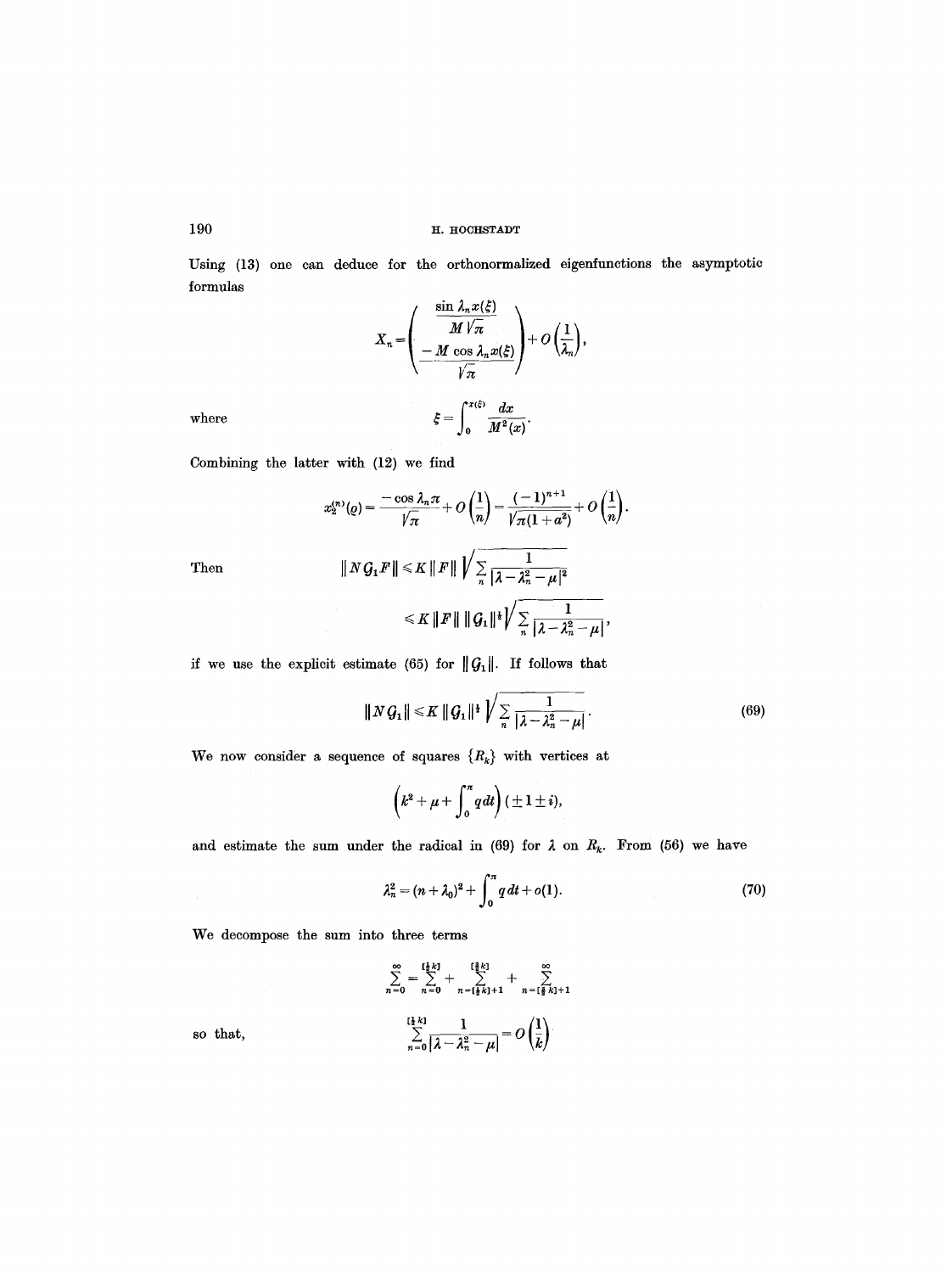Using (13) one can deduce for the orthonormalized eigenfunctions the asymptotic formulas

$$X_n = \begin{pmatrix} \dfrac{\sin \lambda_n x(\xi)}{M\sqrt{\pi}} \\ \dfrac{-M \cos \lambda_n x(\xi)}{\sqrt{\pi}} \end{pmatrix} + O\left(\frac{1}{\lambda_n}\right),$$

where
$$\xi = \int_0^{x(\xi)} \frac{dx}{M^2(x)}.$$

Combining the latter with (12) we find

$$x_2^{(n)}(\varrho) = \frac{-\cos \lambda_n \pi}{\sqrt{\pi}} + O\left(\frac{1}{n}\right) = \frac{(-1)^{n+1}}{\sqrt{\pi(1+a^2)}} + O\left(\frac{1}{n}\right).$$

Then
$$\| N G_1 F \| \leqslant K \| F \| \sqrt{\sum_n \frac{1}{|\lambda - \lambda_n^2 - \mu|^2}}$$
$$\leqslant K \| F \| \, \| G_1 \|^{\frac{1}{2}} \sqrt{\sum_n \frac{1}{|\lambda - \lambda_n^2 - \mu|}},$$

if we use the explicit estimate (65) for $\| G_1 \|$. If follows that

$$\| N G_1 \| \leqslant K \| G_1 \|^{\frac{1}{2}} \sqrt{\sum_n \frac{1}{|\lambda - \lambda_n^2 - \mu|}}. \tag{69}$$

We now consider a sequence of squares $\{R_k\}$ with vertices at

$$\left(k^2 + \mu + \int_0^\pi q \, dt\right)(\pm 1 \pm i),$$

and estimate the sum under the radical in (69) for $\lambda$ on $R_k$. From (56) we have

$$\lambda_n^2 = (n + \lambda_0)^2 + \int_0^\pi q \, dt + o(1). \tag{70}$$

We decompose the sum into three terms

$$\sum_{n=0}^{\infty} = \sum_{n=0}^{[\frac{1}{2}k]} + \sum_{n=[\frac{1}{2}k]+1}^{[\frac{3}{2}k]} + \sum_{n=[\frac{3}{2}k]+1}^{\infty}$$

so that,
$$\sum_{n=0}^{[\frac{1}{2}k]} \frac{1}{|\lambda - \lambda_n^2 - \mu|} = O\left(\frac{1}{k}\right)$$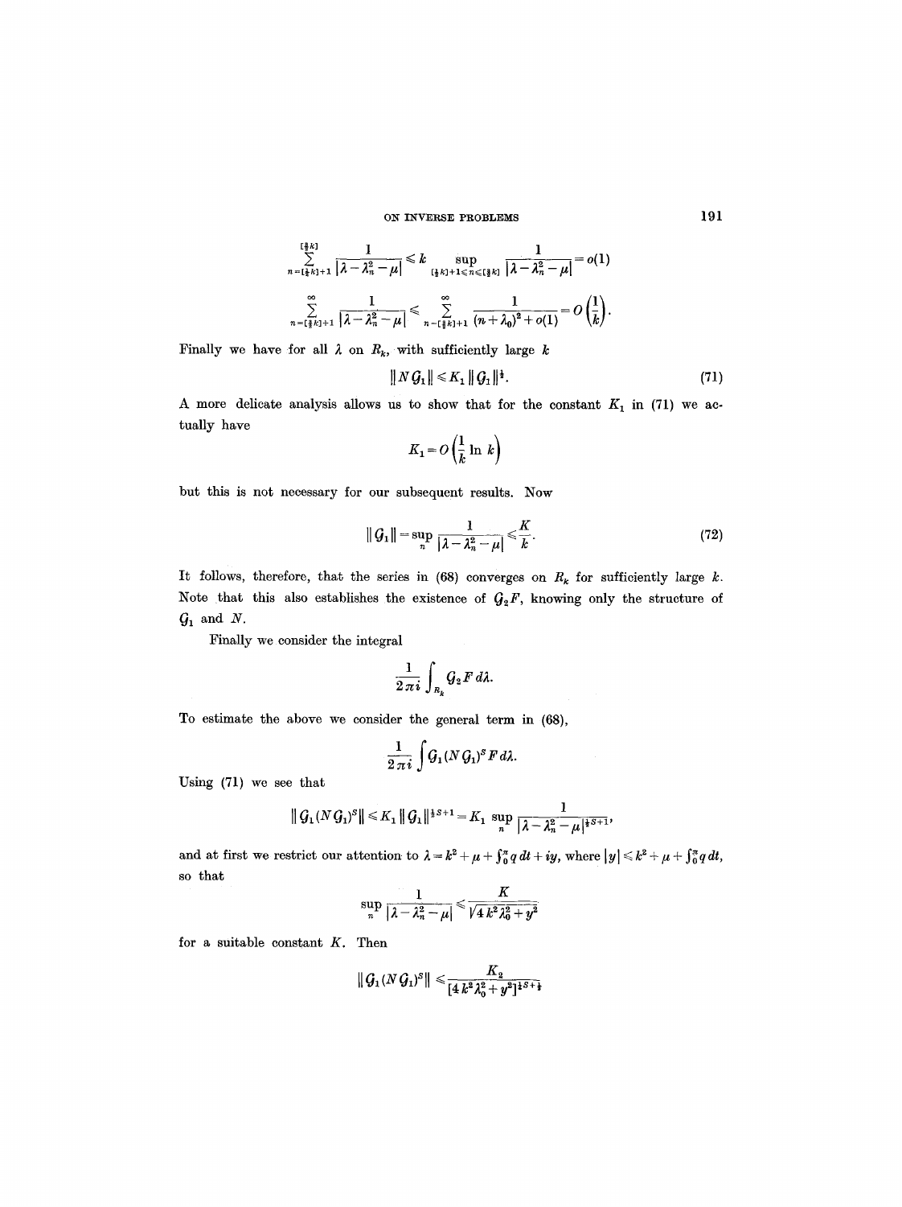$$\sum_{n=[\frac{1}{2}k]+1}^{[\frac{3}{2}k]} \frac{1}{|\lambda-\lambda_n^2-\mu|} \leqslant k \sup_{[\frac{1}{2}k]+1\leqslant n\leqslant[\frac{3}{2}k]} \frac{1}{|\lambda-\lambda_n^2-\mu|} = o(1)$$

$$\sum_{n=[\frac{3}{2}k]+1}^{\infty} \frac{1}{|\lambda-\lambda_n^2-\mu|} \leqslant \sum_{n=[\frac{3}{2}k]+1}^{\infty} \frac{1}{(n+\lambda_0)^2+o(1)} = O\left(\frac{1}{k}\right).$$

Finally we have for all $\lambda$ on $R_k$, with sufficiently large $k$

$$\|N\mathcal{G}_1\| \leqslant K_1 \|\mathcal{G}_1\|^{\frac{1}{2}}. \tag{71}$$

A more delicate analysis allows us to show that for the constant $K_1$ in (71) we actually have

$$K_1 = O\left(\frac{1}{k}\ln k\right)$$

but this is not necessary for our subsequent results. Now

$$\|\mathcal{G}_1\| = \sup_n \frac{1}{|\lambda-\lambda_n^2-\mu|} \leqslant \frac{K}{k}. \tag{72}$$

It follows, therefore, that the series in (68) converges on $R_k$ for sufficiently large $k$. Note that this also establishes the existence of $\mathcal{G}_2 F$, knowing only the structure of $\mathcal{G}_1$ and $N$.

Finally we consider the integral

$$\frac{1}{2\pi i}\int_{R_k} \mathcal{G}_2 F\, d\lambda.$$

To estimate the above we consider the general term in (68),

$$\frac{1}{2\pi i}\int \mathcal{G}_1 (N\mathcal{G}_1)^S F\, d\lambda.$$

Using (71) we see that

$$\|\mathcal{G}_1(N\mathcal{G}_1)^S\| \leqslant K_1 \|\mathcal{G}_1\|^{\frac{1}{2}S+1} = K_1 \sup_n \frac{1}{|\lambda-\lambda_n^2-\mu|^{\frac{1}{2}S+1}},$$

and at first we restrict our attention to $\lambda = k^2+\mu+\int_0^\pi q\,dt + iy$, where $|y| \leqslant k^2+\mu+\int_0^\pi q\,dt$, so that

$$\sup_n \frac{1}{|\lambda-\lambda_n^2-\mu|} \leqslant \frac{K}{\sqrt{4k^2\lambda_0^2+y^2}}$$

for a suitable constant $K$. Then

$$\|\mathcal{G}_1(N\mathcal{G}_1)^S\| \leqslant \frac{K_2}{[4k^2\lambda_0^2+y^2]^{\frac{1}{4}S+\frac{1}{2}}}$$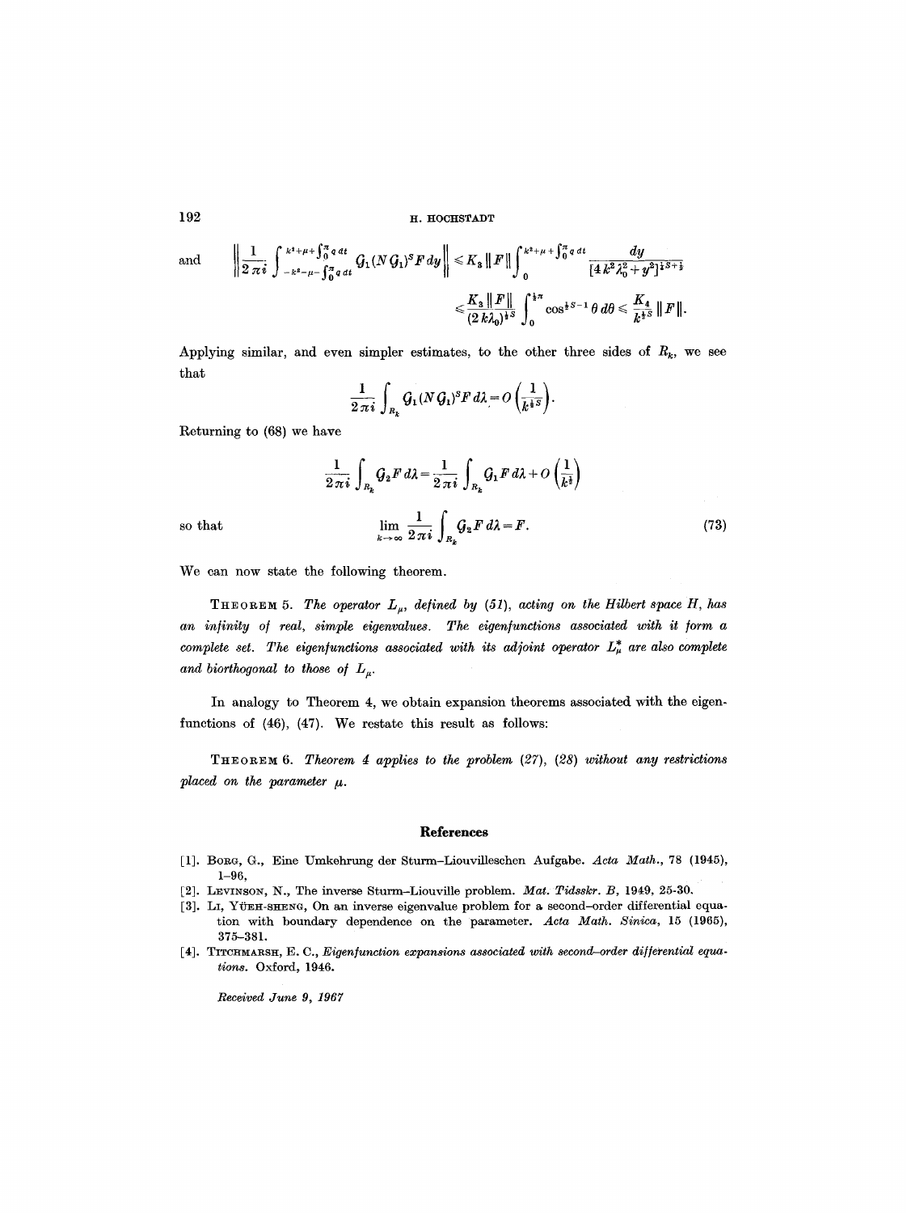and
$$\left\| \frac{1}{2\pi i} \int_{-k^2-\mu-\int_0^\pi q\,dt}^{k^2+\mu+\int_0^\pi q\,dt} \mathcal{G}_1 (N\mathcal{G}_1)^S F\,dy \right\| \leqslant K_3 \|F\| \int_0^{k^2+\mu+\int_0^\pi q\,dt} \frac{dy}{[4k^2\lambda_0^2+y^2]^{\frac{1}{4}S+\frac{1}{2}}}$$

$$\leqslant \frac{K_3\|F\|}{(2k\lambda_0)^{\frac{1}{2}S}} \int_0^{\frac{1}{2}\pi} \cos^{\frac{1}{2}S-1}\theta\,d\theta \leqslant \frac{K_4}{k^{\frac{1}{2}S}} \|F\|.$$

Applying similar, and even simpler estimates, to the other three sides of $R_k$, we see that

$$\frac{1}{2\pi i} \int_{R_k} \mathcal{G}_1 (N\mathcal{G}_1)^S F\,d\lambda = O\left(\frac{1}{k^{\frac{1}{2}S}}\right).$$

Returning to (68) we have

$$\frac{1}{2\pi i} \int_{R_k} \mathcal{G}_2 F\,d\lambda = \frac{1}{2\pi i} \int_{R_k} \mathcal{G}_1 F\,d\lambda + O\left(\frac{1}{k^{\frac{1}{2}}}\right)$$

so that
$$\lim_{k\to\infty} \frac{1}{2\pi i} \int_{R_k} \mathcal{G}_2 F\,d\lambda = F. \tag{73}$$

We can now state the following theorem.

THEOREM 5. *The operator $L_\mu$, defined by (51), acting on the Hilbert space $H$, has an infinity of real, simple eigenvalues. The eigenfunctions associated with it form a complete set. The eigenfunctions associated with its adjoint operator $L_\mu^*$ are also complete and biorthogonal to those of $L_\mu$.*

In analogy to Theorem 4, we obtain expansion theorems associated with the eigenfunctions of (46), (47). We restate this result as follows:

THEOREM 6. *Theorem 4 applies to the problem (27), (28) without any restrictions placed on the parameter $\mu$.*

## References

[1]. BORG, G., Eine Umkehrung der Sturm-Liouvilleschen Aufgabe. *Acta Math.*, 78 (1945), 1–96,

[2]. LEVINSON, N., The inverse Sturm-Liouville problem. *Mat. Tidsskr. B*, 1949, 25-30.

[3]. LI, YÜEH-SHENG, On an inverse eigenvalue problem for a second-order differential equation with boundary dependence on the parameter. *Acta Math. Sinica*, 15 (1965), 375–381.

[4]. TITCHMARSH, E. C., *Eigenfunction expansions associated with second-order differential equations.* Oxford, 1946.

*Received June 9, 1967*